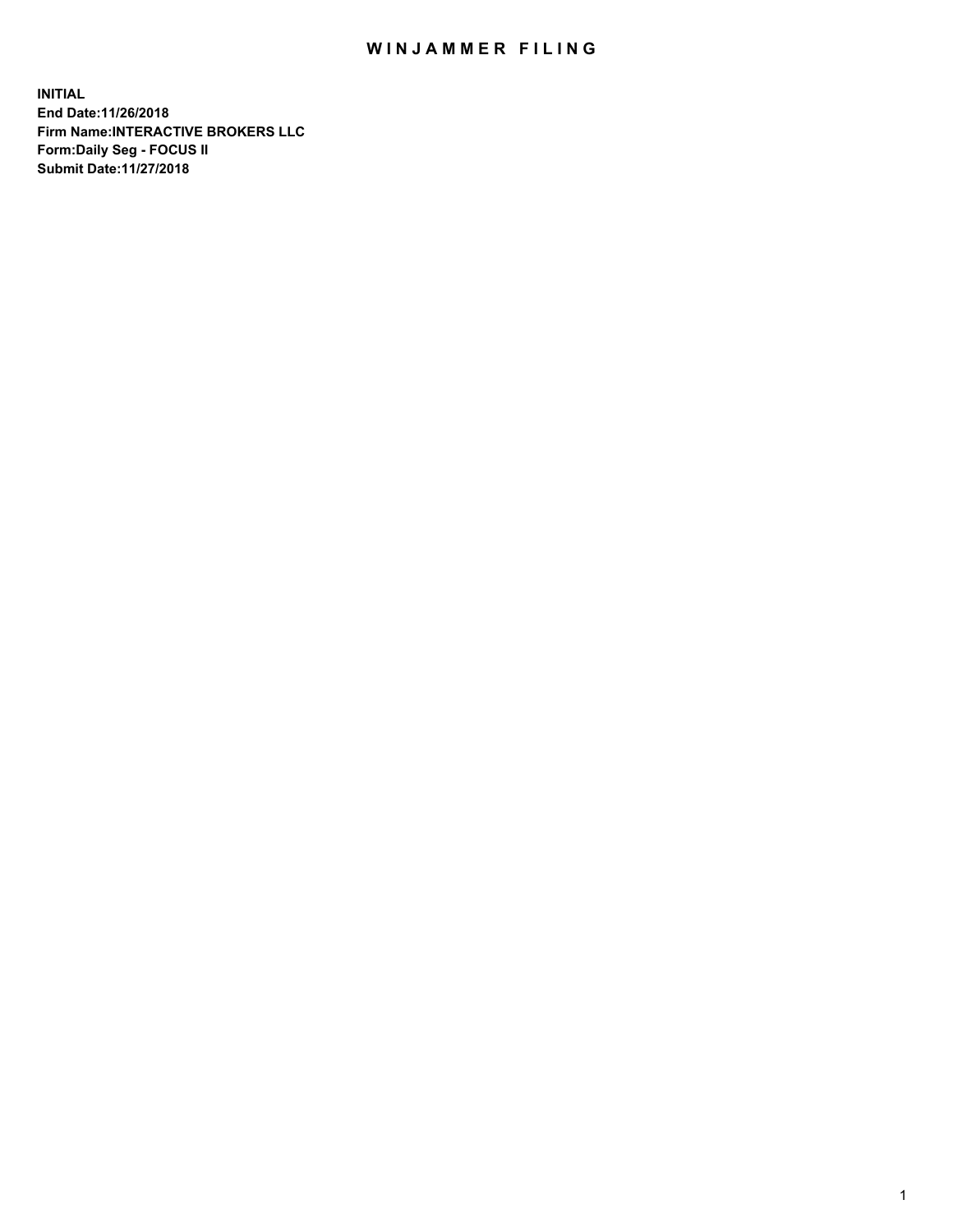# WINJAMMER FILING

**INITIAL**
**End Date:11/26/2018**
**Firm Name:INTERACTIVE BROKERS LLC**
**Form:Daily Seg - FOCUS II**
**Submit Date:11/27/2018**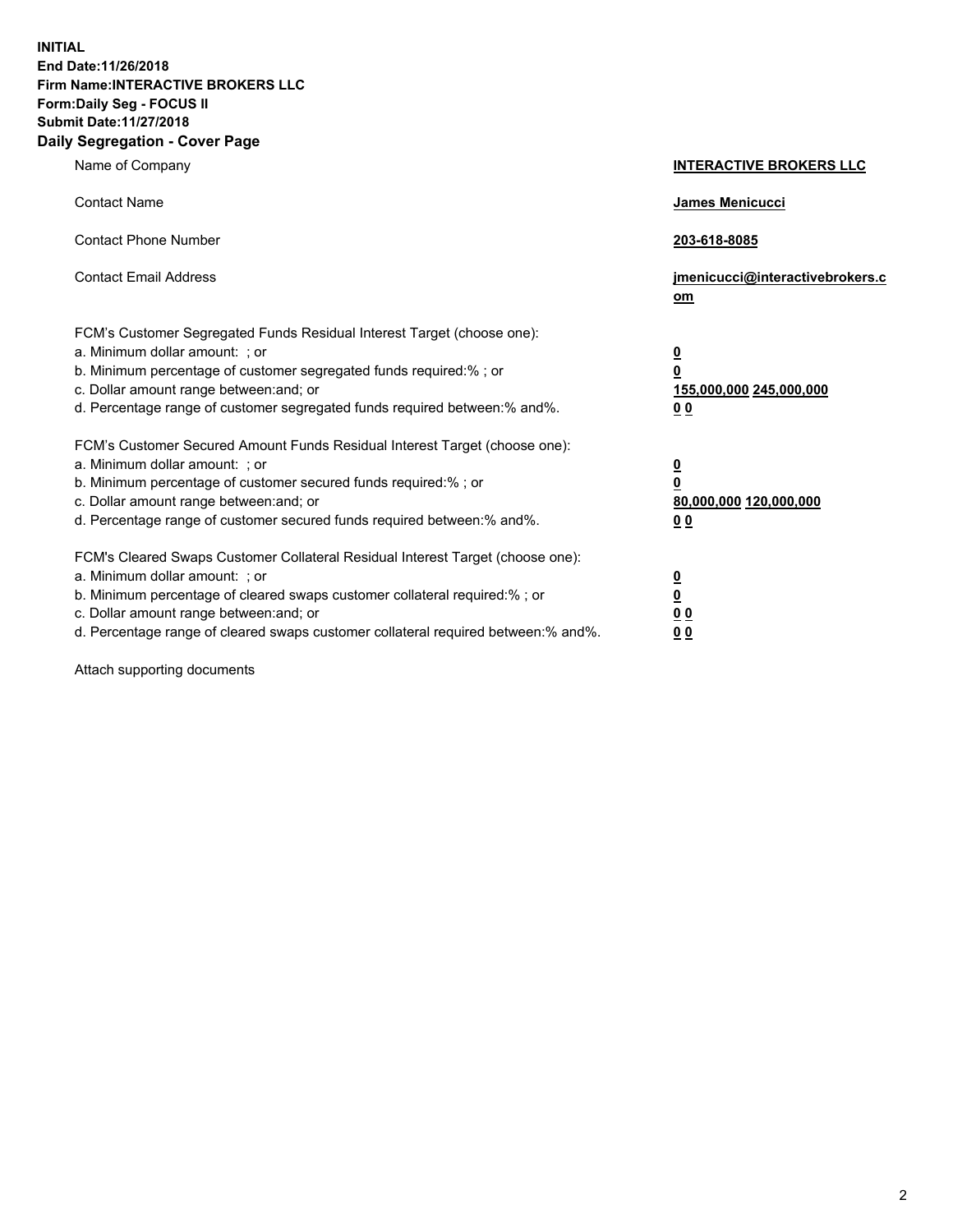**INITIAL**
**End Date:11/26/2018**
**Firm Name:INTERACTIVE BROKERS LLC**
**Form:Daily Seg - FOCUS II**
**Submit Date:11/27/2018**
**Daily Segregation - Cover Page**

| | |
|---|---|
| Name of Company | **INTERACTIVE BROKERS LLC** |
| Contact Name | **James Menicucci** |
| Contact Phone Number | **203-618-8085** |
| Contact Email Address | **jmenicucci@interactivebrokers.com** |
| FCM's Customer Segregated Funds Residual Interest Target (choose one): | |
| a. Minimum dollar amount: ; or | **0** |
| b. Minimum percentage of customer segregated funds required:% ; or | **0** |
| c. Dollar amount range between:and; or | **155,000,000 245,000,000** |
| d. Percentage range of customer segregated funds required between:% and%. | **0 0** |
| FCM's Customer Secured Amount Funds Residual Interest Target (choose one): | |
| a. Minimum dollar amount: ; or | **0** |
| b. Minimum percentage of customer secured funds required:% ; or | **0** |
| c. Dollar amount range between:and; or | **80,000,000 120,000,000** |
| d. Percentage range of customer secured funds required between:% and%. | **0 0** |
| FCM's Cleared Swaps Customer Collateral Residual Interest Target (choose one): | |
| a. Minimum dollar amount: ; or | **0** |
| b. Minimum percentage of cleared swaps customer collateral required:% ; or | **0** |
| c. Dollar amount range between:and; or | **0 0** |
| d. Percentage range of cleared swaps customer collateral required between:% and%. | **0 0** |

Attach supporting documents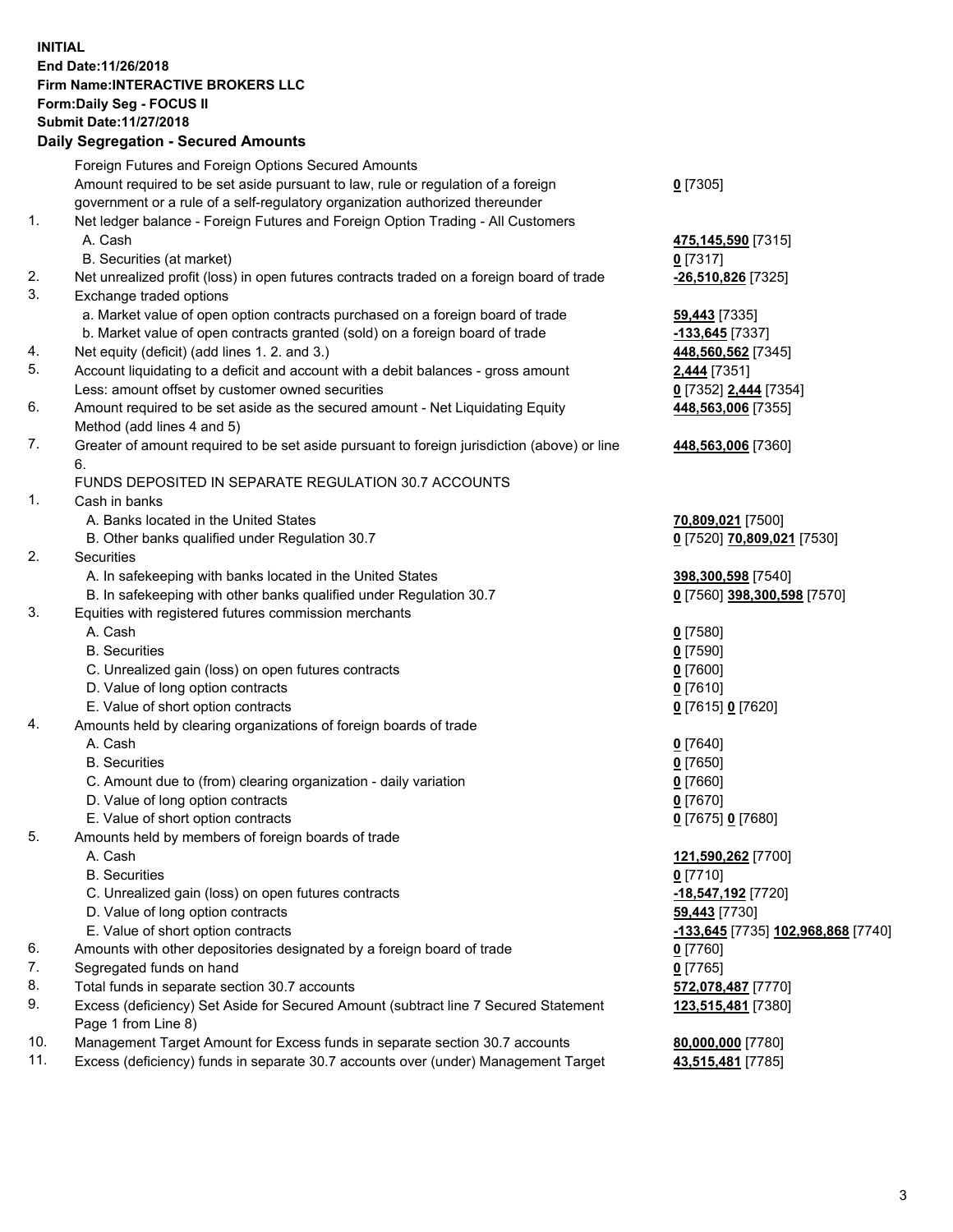**INITIAL**
**End Date:11/26/2018**
**Firm Name:INTERACTIVE BROKERS LLC**
**Form:Daily Seg - FOCUS II**
**Submit Date:11/27/2018**

**Daily Segregation - Secured Amounts**

| | | |
|---|---|---|
| | Foreign Futures and Foreign Options Secured Amounts | |
| | Amount required to be set aside pursuant to law, rule or regulation of a foreign government or a rule of a self-regulatory organization authorized thereunder | **0** [7305] |
| 1. | Net ledger balance - Foreign Futures and Foreign Option Trading - All Customers | |
| | A. Cash | **475,145,590** [7315] |
| | B. Securities (at market) | **0** [7317] |
| 2. | Net unrealized profit (loss) in open futures contracts traded on a foreign board of trade | **-26,510,826** [7325] |
| 3. | Exchange traded options | |
| | a. Market value of open option contracts purchased on a foreign board of trade | **59,443** [7335] |
| | b. Market value of open contracts granted (sold) on a foreign board of trade | **-133,645** [7337] |
| 4. | Net equity (deficit) (add lines 1. 2. and 3.) | **448,560,562** [7345] |
| 5. | Account liquidating to a deficit and account with a debit balances - gross amount | **2,444** [7351] |
| | Less: amount offset by customer owned securities | **0** [7352] **2,444** [7354] |
| 6. | Amount required to be set aside as the secured amount - Net Liquidating Equity Method (add lines 4 and 5) | **448,563,006** [7355] |
| 7. | Greater of amount required to be set aside pursuant to foreign jurisdiction (above) or line 6. | **448,563,006** [7360] |
| | FUNDS DEPOSITED IN SEPARATE REGULATION 30.7 ACCOUNTS | |
| 1. | Cash in banks | |
| | A. Banks located in the United States | **70,809,021** [7500] |
| | B. Other banks qualified under Regulation 30.7 | **0** [7520] **70,809,021** [7530] |
| 2. | Securities | |
| | A. In safekeeping with banks located in the United States | **398,300,598** [7540] |
| | B. In safekeeping with other banks qualified under Regulation 30.7 | **0** [7560] **398,300,598** [7570] |
| 3. | Equities with registered futures commission merchants | |
| | A. Cash | **0** [7580] |
| | B. Securities | **0** [7590] |
| | C. Unrealized gain (loss) on open futures contracts | **0** [7600] |
| | D. Value of long option contracts | **0** [7610] |
| | E. Value of short option contracts | **0** [7615] **0** [7620] |
| 4. | Amounts held by clearing organizations of foreign boards of trade | |
| | A. Cash | **0** [7640] |
| | B. Securities | **0** [7650] |
| | C. Amount due to (from) clearing organization - daily variation | **0** [7660] |
| | D. Value of long option contracts | **0** [7670] |
| | E. Value of short option contracts | **0** [7675] **0** [7680] |
| 5. | Amounts held by members of foreign boards of trade | |
| | A. Cash | **121,590,262** [7700] |
| | B. Securities | **0** [7710] |
| | C. Unrealized gain (loss) on open futures contracts | **-18,547,192** [7720] |
| | D. Value of long option contracts | **59,443** [7730] |
| | E. Value of short option contracts | **-133,645** [7735] **102,968,868** [7740] |
| 6. | Amounts with other depositories designated by a foreign board of trade | **0** [7760] |
| 7. | Segregated funds on hand | **0** [7765] |
| 8. | Total funds in separate section 30.7 accounts | **572,078,487** [7770] |
| 9. | Excess (deficiency) Set Aside for Secured Amount (subtract line 7 Secured Statement Page 1 from Line 8) | **123,515,481** [7380] |
| 10. | Management Target Amount for Excess funds in separate section 30.7 accounts | **80,000,000** [7780] |
| 11. | Excess (deficiency) funds in separate 30.7 accounts over (under) Management Target | **43,515,481** [7785] |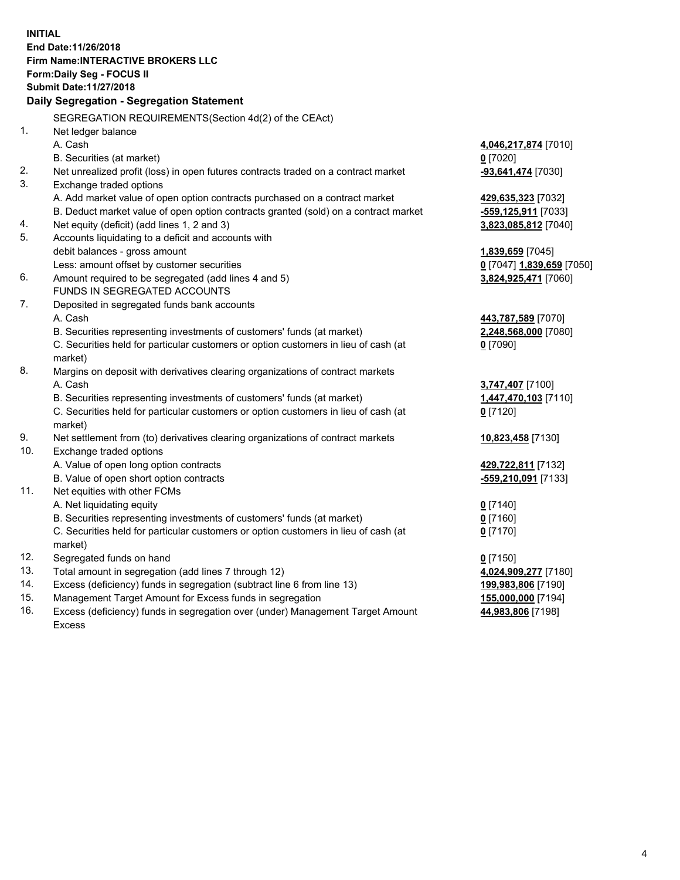**INITIAL**
**End Date:11/26/2018**
**Firm Name:INTERACTIVE BROKERS LLC**
**Form:Daily Seg - FOCUS II**
**Submit Date:11/27/2018**

## Daily Segregation - Segregation Statement

| | | |
|---|---|---|
| | SEGREGATION REQUIREMENTS(Section 4d(2) of the CEAct) | |
| 1. | Net ledger balance | |
| | A. Cash | **4,046,217,874** [7010] |
| | B. Securities (at market) | **0** [7020] |
| 2. | Net unrealized profit (loss) in open futures contracts traded on a contract market | **-93,641,474** [7030] |
| 3. | Exchange traded options | |
| | A. Add market value of open option contracts purchased on a contract market | **429,635,323** [7032] |
| | B. Deduct market value of open option contracts granted (sold) on a contract market | **-559,125,911** [7033] |
| 4. | Net equity (deficit) (add lines 1, 2 and 3) | **3,823,085,812** [7040] |
| 5. | Accounts liquidating to a deficit and accounts with debit balances - gross amount | **1,839,659** [7045] |
| | Less: amount offset by customer securities | **0** [7047] **1,839,659** [7050] |
| 6. | Amount required to be segregated (add lines 4 and 5) | **3,824,925,471** [7060] |
| | FUNDS IN SEGREGATED ACCOUNTS | |
| 7. | Deposited in segregated funds bank accounts | |
| | A. Cash | **443,787,589** [7070] |
| | B. Securities representing investments of customers' funds (at market) | **2,248,568,000** [7080] |
| | C. Securities held for particular customers or option customers in lieu of cash (at market) | **0** [7090] |
| 8. | Margins on deposit with derivatives clearing organizations of contract markets | |
| | A. Cash | **3,747,407** [7100] |
| | B. Securities representing investments of customers' funds (at market) | **1,447,470,103** [7110] |
| | C. Securities held for particular customers or option customers in lieu of cash (at market) | **0** [7120] |
| 9. | Net settlement from (to) derivatives clearing organizations of contract markets | **10,823,458** [7130] |
| 10. | Exchange traded options | |
| | A. Value of open long option contracts | **429,722,811** [7132] |
| | B. Value of open short option contracts | **-559,210,091** [7133] |
| 11. | Net equities with other FCMs | |
| | A. Net liquidating equity | **0** [7140] |
| | B. Securities representing investments of customers' funds (at market) | **0** [7160] |
| | C. Securities held for particular customers or option customers in lieu of cash (at market) | **0** [7170] |
| 12. | Segregated funds on hand | **0** [7150] |
| 13. | Total amount in segregation (add lines 7 through 12) | **4,024,909,277** [7180] |
| 14. | Excess (deficiency) funds in segregation (subtract line 6 from line 13) | **199,983,806** [7190] |
| 15. | Management Target Amount for Excess funds in segregation | **155,000,000** [7194] |
| 16. | Excess (deficiency) funds in segregation over (under) Management Target Amount Excess | **44,983,806** [7198] |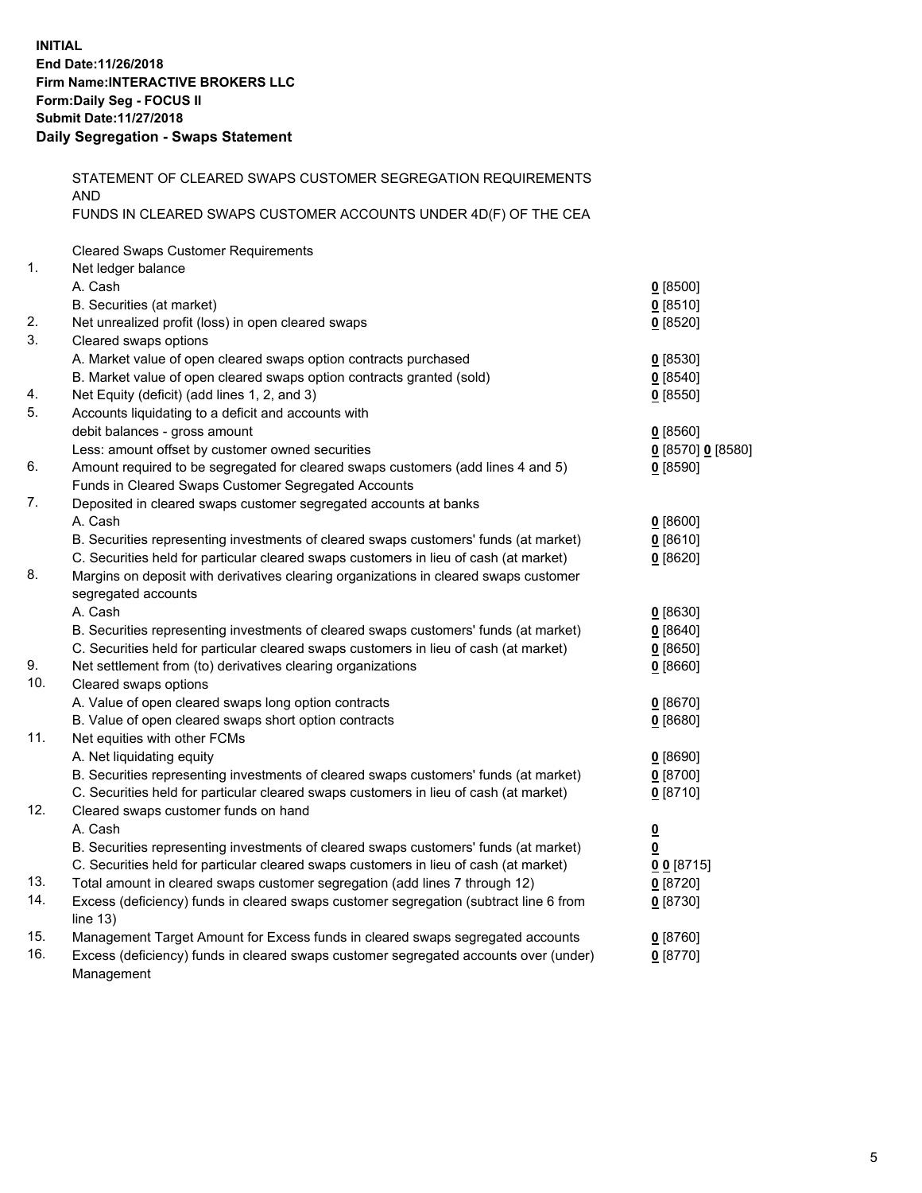**INITIAL**
**End Date:11/26/2018**
**Firm Name:INTERACTIVE BROKERS LLC**
**Form:Daily Seg - FOCUS II**
**Submit Date:11/27/2018**
**Daily Segregation - Swaps Statement**

STATEMENT OF CLEARED SWAPS CUSTOMER SEGREGATION REQUIREMENTS AND FUNDS IN CLEARED SWAPS CUSTOMER ACCOUNTS UNDER 4D(F) OF THE CEA

| | | |
|---|---|---|
| | Cleared Swaps Customer Requirements | |
| 1. | Net ledger balance | |
| | A. Cash | 0 [8500] |
| | B. Securities (at market) | 0 [8510] |
| 2. | Net unrealized profit (loss) in open cleared swaps | 0 [8520] |
| 3. | Cleared swaps options | |
| | A. Market value of open cleared swaps option contracts purchased | 0 [8530] |
| | B. Market value of open cleared swaps option contracts granted (sold) | 0 [8540] |
| 4. | Net Equity (deficit) (add lines 1, 2, and 3) | 0 [8550] |
| 5. | Accounts liquidating to a deficit and accounts with debit balances - gross amount | 0 [8560] |
| | Less: amount offset by customer owned securities | 0 [8570] 0 [8580] |
| 6. | Amount required to be segregated for cleared swaps customers (add lines 4 and 5) | 0 [8590] |
| | Funds in Cleared Swaps Customer Segregated Accounts | |
| 7. | Deposited in cleared swaps customer segregated accounts at banks | |
| | A. Cash | 0 [8600] |
| | B. Securities representing investments of cleared swaps customers' funds (at market) | 0 [8610] |
| | C. Securities held for particular cleared swaps customers in lieu of cash (at market) | 0 [8620] |
| 8. | Margins on deposit with derivatives clearing organizations in cleared swaps customer segregated accounts | |
| | A. Cash | 0 [8630] |
| | B. Securities representing investments of cleared swaps customers' funds (at market) | 0 [8640] |
| | C. Securities held for particular cleared swaps customers in lieu of cash (at market) | 0 [8650] |
| 9. | Net settlement from (to) derivatives clearing organizations | 0 [8660] |
| 10. | Cleared swaps options | |
| | A. Value of open cleared swaps long option contracts | 0 [8670] |
| | B. Value of open cleared swaps short option contracts | 0 [8680] |
| 11. | Net equities with other FCMs | |
| | A. Net liquidating equity | 0 [8690] |
| | B. Securities representing investments of cleared swaps customers' funds (at market) | 0 [8700] |
| | C. Securities held for particular cleared swaps customers in lieu of cash (at market) | 0 [8710] |
| 12. | Cleared swaps customer funds on hand | |
| | A. Cash | 0 |
| | B. Securities representing investments of cleared swaps customers' funds (at market) | 0 |
| | C. Securities held for particular cleared swaps customers in lieu of cash (at market) | 0 0 [8715] |
| 13. | Total amount in cleared swaps customer segregation (add lines 7 through 12) | 0 [8720] |
| 14. | Excess (deficiency) funds in cleared swaps customer segregation (subtract line 6 from line 13) | 0 [8730] |
| 15. | Management Target Amount for Excess funds in cleared swaps segregated accounts | 0 [8760] |
| 16. | Excess (deficiency) funds in cleared swaps customer segregated accounts over (under) Management | 0 [8770] |